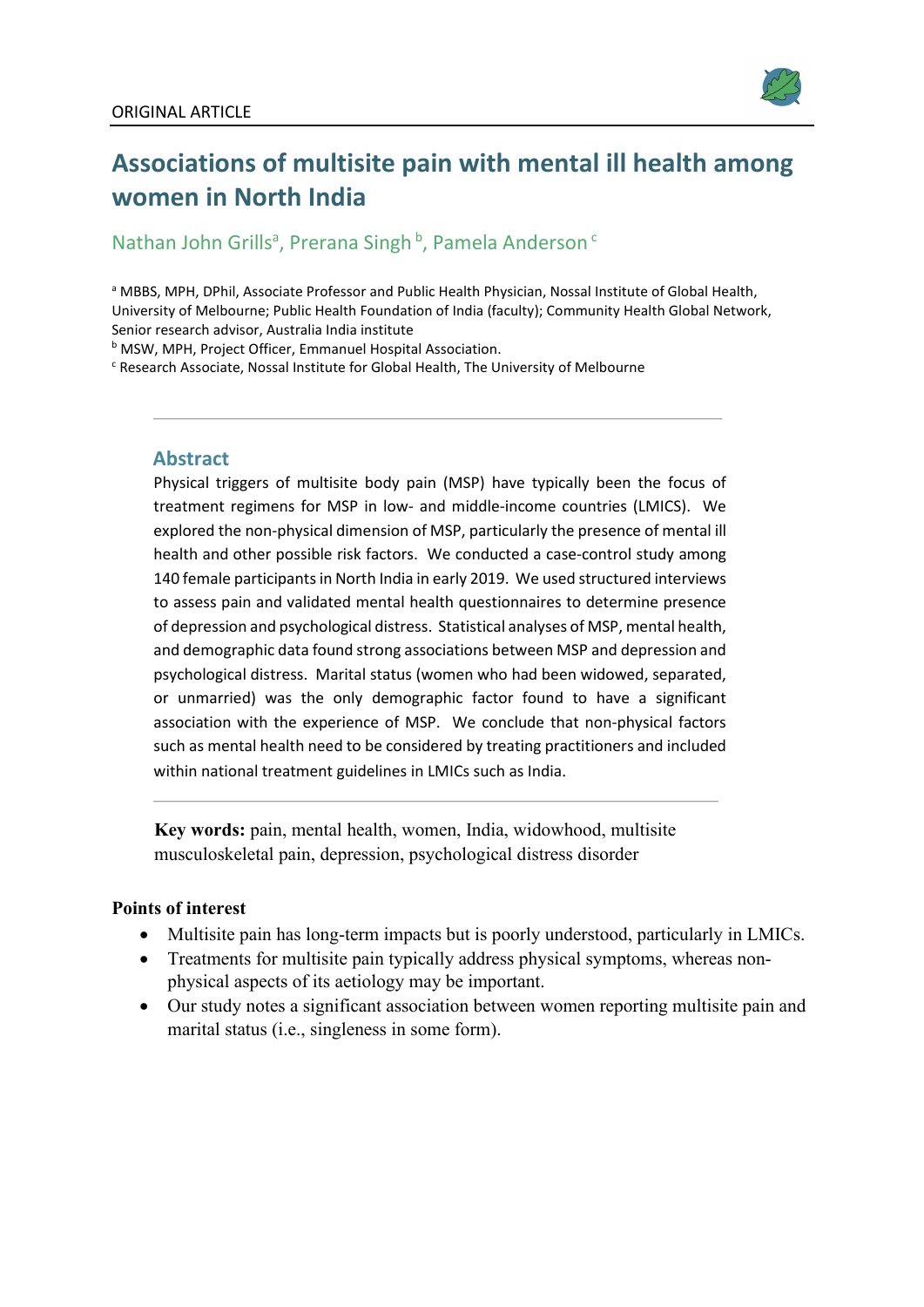ORIGINAL ARTICLE

# Associations of multisite pain with mental ill health among women in North India

Nathan John Grills[a], Prerana Singh [b], Pamela Anderson [c]

[a] MBBS, MPH, DPhil, Associate Professor and Public Health Physician, Nossal Institute of Global Health, University of Melbourne; Public Health Foundation of India (faculty); Community Health Global Network, Senior research advisor, Australia India institute

[b] MSW, MPH, Project Officer, Emmanuel Hospital Association.

[c] Research Associate, Nossal Institute for Global Health, The University of Melbourne

## Abstract

Physical triggers of multisite body pain (MSP) have typically been the focus of treatment regimens for MSP in low- and middle-income countries (LMICS). We explored the non-physical dimension of MSP, particularly the presence of mental ill health and other possible risk factors. We conducted a case-control study among 140 female participants in North India in early 2019. We used structured interviews to assess pain and validated mental health questionnaires to determine presence of depression and psychological distress. Statistical analyses of MSP, mental health, and demographic data found strong associations between MSP and depression and psychological distress. Marital status (women who had been widowed, separated, or unmarried) was the only demographic factor found to have a significant association with the experience of MSP. We conclude that non-physical factors such as mental health need to be considered by treating practitioners and included within national treatment guidelines in LMICs such as India.

**Key words:** pain, mental health, women, India, widowhood, multisite musculoskeletal pain, depression, psychological distress disorder

**Points of interest**

- Multisite pain has long-term impacts but is poorly understood, particularly in LMICs.
- Treatments for multisite pain typically address physical symptoms, whereas non-physical aspects of its aetiology may be important.
- Our study notes a significant association between women reporting multisite pain and marital status (i.e., singleness in some form).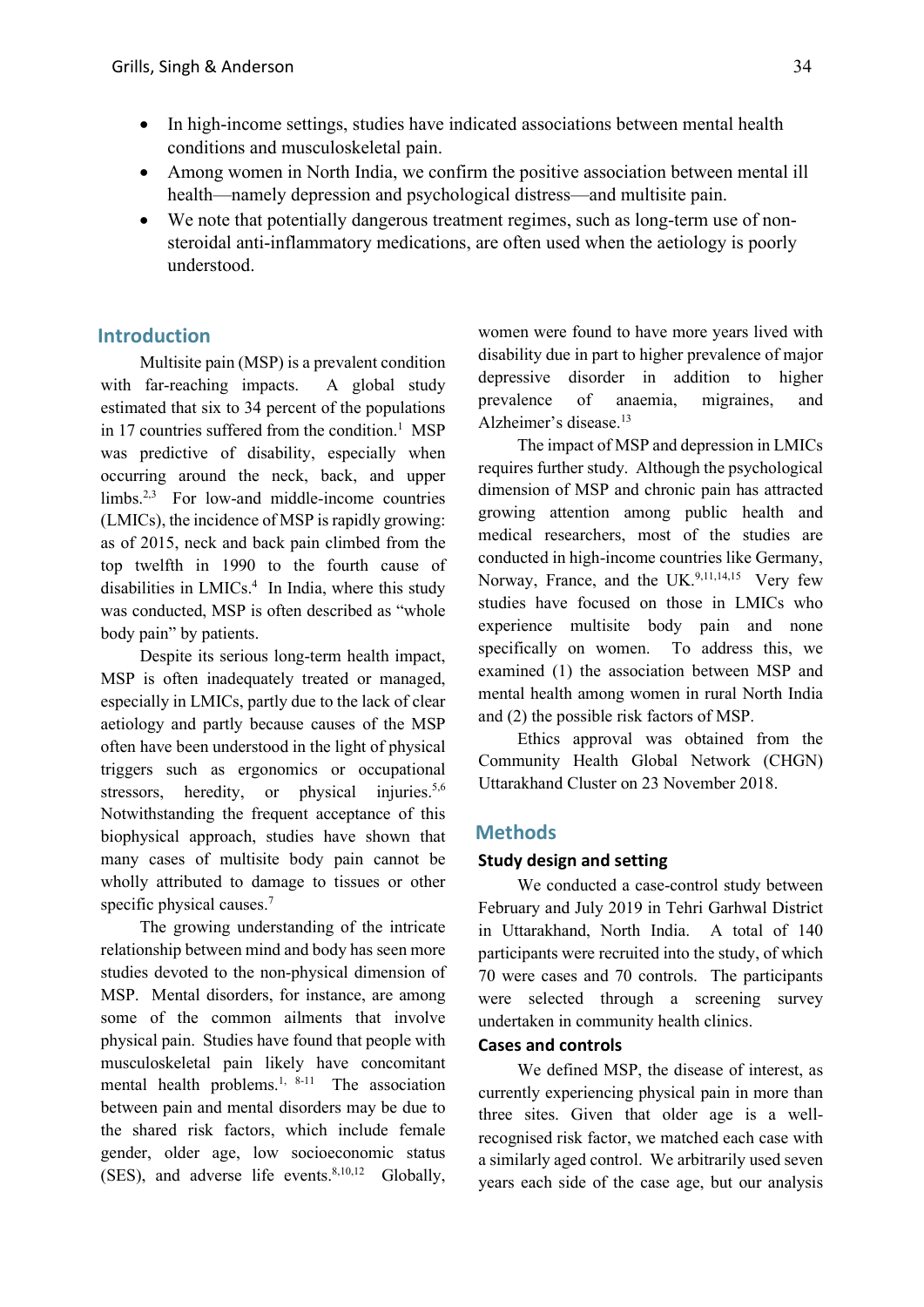- In high-income settings, studies have indicated associations between mental health conditions and musculoskeletal pain.
- Among women in North India, we confirm the positive association between mental ill health—namely depression and psychological distress—and multisite pain.
- We note that potentially dangerous treatment regimes, such as long-term use of non-steroidal anti-inflammatory medications, are often used when the aetiology is poorly understood.

## Introduction

Multisite pain (MSP) is a prevalent condition with far-reaching impacts. A global study estimated that six to 34 percent of the populations in 17 countries suffered from the condition.[1] MSP was predictive of disability, especially when occurring around the neck, back, and upper limbs.[2,3] For low-and middle-income countries (LMICs), the incidence of MSP is rapidly growing: as of 2015, neck and back pain climbed from the top twelfth in 1990 to the fourth cause of disabilities in LMICs.[4] In India, where this study was conducted, MSP is often described as "whole body pain" by patients.

Despite its serious long-term health impact, MSP is often inadequately treated or managed, especially in LMICs, partly due to the lack of clear aetiology and partly because causes of the MSP often have been understood in the light of physical triggers such as ergonomics or occupational stressors, heredity, or physical injuries.[5,6] Notwithstanding the frequent acceptance of this biophysical approach, studies have shown that many cases of multisite body pain cannot be wholly attributed to damage to tissues or other specific physical causes.[7]

The growing understanding of the intricate relationship between mind and body has seen more studies devoted to the non-physical dimension of MSP. Mental disorders, for instance, are among some of the common ailments that involve physical pain. Studies have found that people with musculoskeletal pain likely have concomitant mental health problems.[1, 8-11] The association between pain and mental disorders may be due to the shared risk factors, which include female gender, older age, low socioeconomic status (SES), and adverse life events.[8,10,12] Globally, women were found to have more years lived with disability due in part to higher prevalence of major depressive disorder in addition to higher prevalence of anaemia, migraines, and Alzheimer's disease.[13]

The impact of MSP and depression in LMICs requires further study. Although the psychological dimension of MSP and chronic pain has attracted growing attention among public health and medical researchers, most of the studies are conducted in high-income countries like Germany, Norway, France, and the UK.[9,11,14,15] Very few studies have focused on those in LMICs who experience multisite body pain and none specifically on women. To address this, we examined (1) the association between MSP and mental health among women in rural North India and (2) the possible risk factors of MSP.

Ethics approval was obtained from the Community Health Global Network (CHGN) Uttarakhand Cluster on 23 November 2018.

## Methods

### Study design and setting

We conducted a case-control study between February and July 2019 in Tehri Garhwal District in Uttarakhand, North India. A total of 140 participants were recruited into the study, of which 70 were cases and 70 controls. The participants were selected through a screening survey undertaken in community health clinics.

### Cases and controls

We defined MSP, the disease of interest, as currently experiencing physical pain in more than three sites. Given that older age is a well-recognised risk factor, we matched each case with a similarly aged control. We arbitrarily used seven years each side of the case age, but our analysis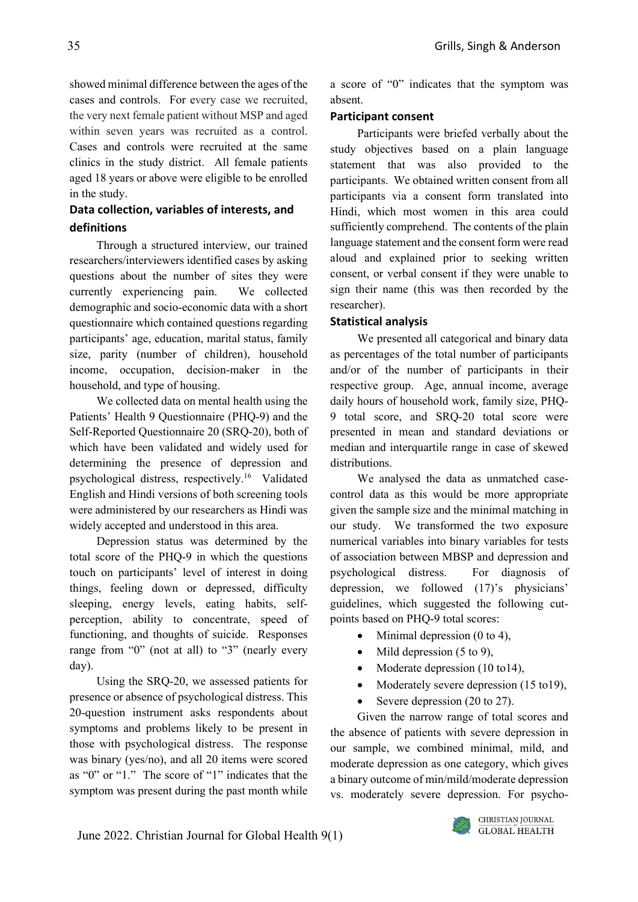showed minimal difference between the ages of the cases and controls. For every case we recruited, the very next female patient without MSP and aged within seven years was recruited as a control. Cases and controls were recruited at the same clinics in the study district. All female patients aged 18 years or above were eligible to be enrolled in the study.

### Data collection, variables of interests, and definitions

Through a structured interview, our trained researchers/interviewers identified cases by asking questions about the number of sites they were currently experiencing pain. We collected demographic and socio-economic data with a short questionnaire which contained questions regarding participants' age, education, marital status, family size, parity (number of children), household income, occupation, decision-maker in the household, and type of housing.

We collected data on mental health using the Patients' Health 9 Questionnaire (PHQ-9) and the Self-Reported Questionnaire 20 (SRQ-20), both of which have been validated and widely used for determining the presence of depression and psychological distress, respectively.[16] Validated English and Hindi versions of both screening tools were administered by our researchers as Hindi was widely accepted and understood in this area.

Depression status was determined by the total score of the PHQ-9 in which the questions touch on participants' level of interest in doing things, feeling down or depressed, difficulty sleeping, energy levels, eating habits, self-perception, ability to concentrate, speed of functioning, and thoughts of suicide. Responses range from "0" (not at all) to "3" (nearly every day).

Using the SRQ-20, we assessed patients for presence or absence of psychological distress. This 20-question instrument asks respondents about symptoms and problems likely to be present in those with psychological distress. The response was binary (yes/no), and all 20 items were scored as "0" or "1." The score of "1" indicates that the symptom was present during the past month while a score of "0" indicates that the symptom was absent.

### Participant consent

Participants were briefed verbally about the study objectives based on a plain language statement that was also provided to the participants. We obtained written consent from all participants via a consent form translated into Hindi, which most women in this area could sufficiently comprehend. The contents of the plain language statement and the consent form were read aloud and explained prior to seeking written consent, or verbal consent if they were unable to sign their name (this was then recorded by the researcher).

### Statistical analysis

We presented all categorical and binary data as percentages of the total number of participants and/or of the number of participants in their respective group. Age, annual income, average daily hours of household work, family size, PHQ-9 total score, and SRQ-20 total score were presented in mean and standard deviations or median and interquartile range in case of skewed distributions.

We analysed the data as unmatched case-control data as this would be more appropriate given the sample size and the minimal matching in our study. We transformed the two exposure numerical variables into binary variables for tests of association between MBSP and depression and psychological distress. For diagnosis of depression, we followed (17)'s physicians' guidelines, which suggested the following cut-points based on PHQ-9 total scores:

- Minimal depression (0 to 4),
- Mild depression (5 to 9),
- Moderate depression (10 to14),
- Moderately severe depression (15 to19),
- Severe depression (20 to 27).

Given the narrow range of total scores and the absence of patients with severe depression in our sample, we combined minimal, mild, and moderate depression as one category, which gives a binary outcome of min/mild/moderate depression vs. moderately severe depression. For psycho-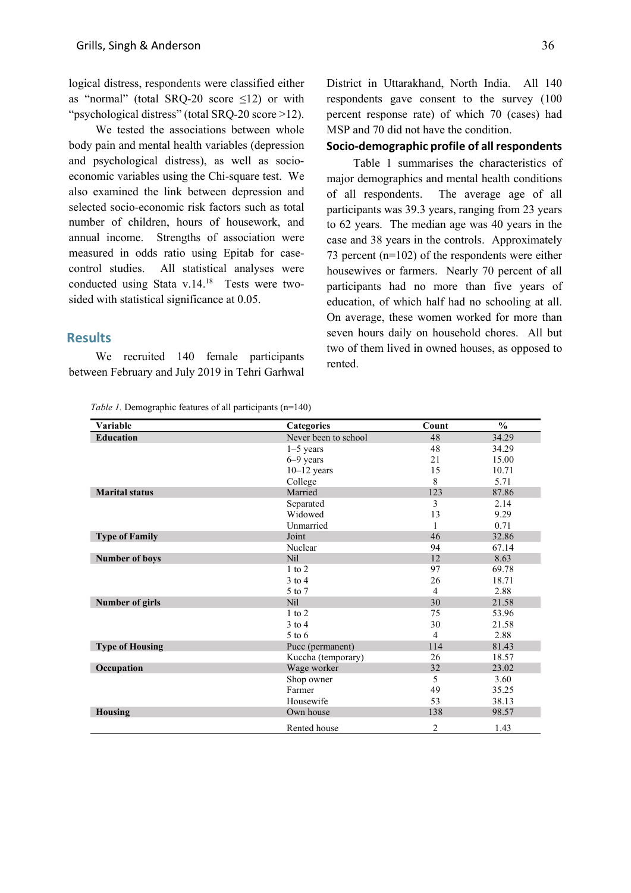logical distress, respondents were classified either as "normal" (total SRQ-20 score ≤12) or with "psychological distress" (total SRQ-20 score >12).

We tested the associations between whole body pain and mental health variables (depression and psychological distress), as well as socio-economic variables using the Chi-square test. We also examined the link between depression and selected socio-economic risk factors such as total number of children, hours of housework, and annual income. Strengths of association were measured in odds ratio using Epitab for case-control studies. All statistical analyses were conducted using Stata v.14.[18] Tests were two-sided with statistical significance at 0.05.

## Results

We recruited 140 female participants between February and July 2019 in Tehri Garhwal District in Uttarakhand, North India. All 140 respondents gave consent to the survey (100 percent response rate) of which 70 (cases) had MSP and 70 did not have the condition.

### Socio-demographic profile of all respondents

Table 1 summarises the characteristics of major demographics and mental health conditions of all respondents. The average age of all participants was 39.3 years, ranging from 23 years to 62 years. The median age was 40 years in the case and 38 years in the controls. Approximately 73 percent (n=102) of the respondents were either housewives or farmers. Nearly 70 percent of all participants had no more than five years of education, of which half had no schooling at all. On average, these women worked for more than seven hours daily on household chores. All but two of them lived in owned houses, as opposed to rented.

*Table 1.* Demographic features of all participants (n=140)

| Variable | Categories | Count | % |
|---|---|---|---|
| **Education** | Never been to school | 48 | 34.29 |
| | 1–5 years | 48 | 34.29 |
| | 6–9 years | 21 | 15.00 |
| | 10–12 years | 15 | 10.71 |
| | College | 8 | 5.71 |
| **Marital status** | Married | 123 | 87.86 |
| | Separated | 3 | 2.14 |
| | Widowed | 13 | 9.29 |
| | Unmarried | 1 | 0.71 |
| **Type of Family** | Joint | 46 | 32.86 |
| | Nuclear | 94 | 67.14 |
| **Number of boys** | Nil | 12 | 8.63 |
| | 1 to 2 | 97 | 69.78 |
| | 3 to 4 | 26 | 18.71 |
| | 5 to 7 | 4 | 2.88 |
| **Number of girls** | Nil | 30 | 21.58 |
| | 1 to 2 | 75 | 53.96 |
| | 3 to 4 | 30 | 21.58 |
| | 5 to 6 | 4 | 2.88 |
| **Type of Housing** | Pucc (permanent) | 114 | 81.43 |
| | Kuccha (temporary) | 26 | 18.57 |
| **Occupation** | Wage worker | 32 | 23.02 |
| | Shop owner | 5 | 3.60 |
| | Farmer | 49 | 35.25 |
| | Housewife | 53 | 38.13 |
| **Housing** | Own house | 138 | 98.57 |
| | Rented house | 2 | 1.43 |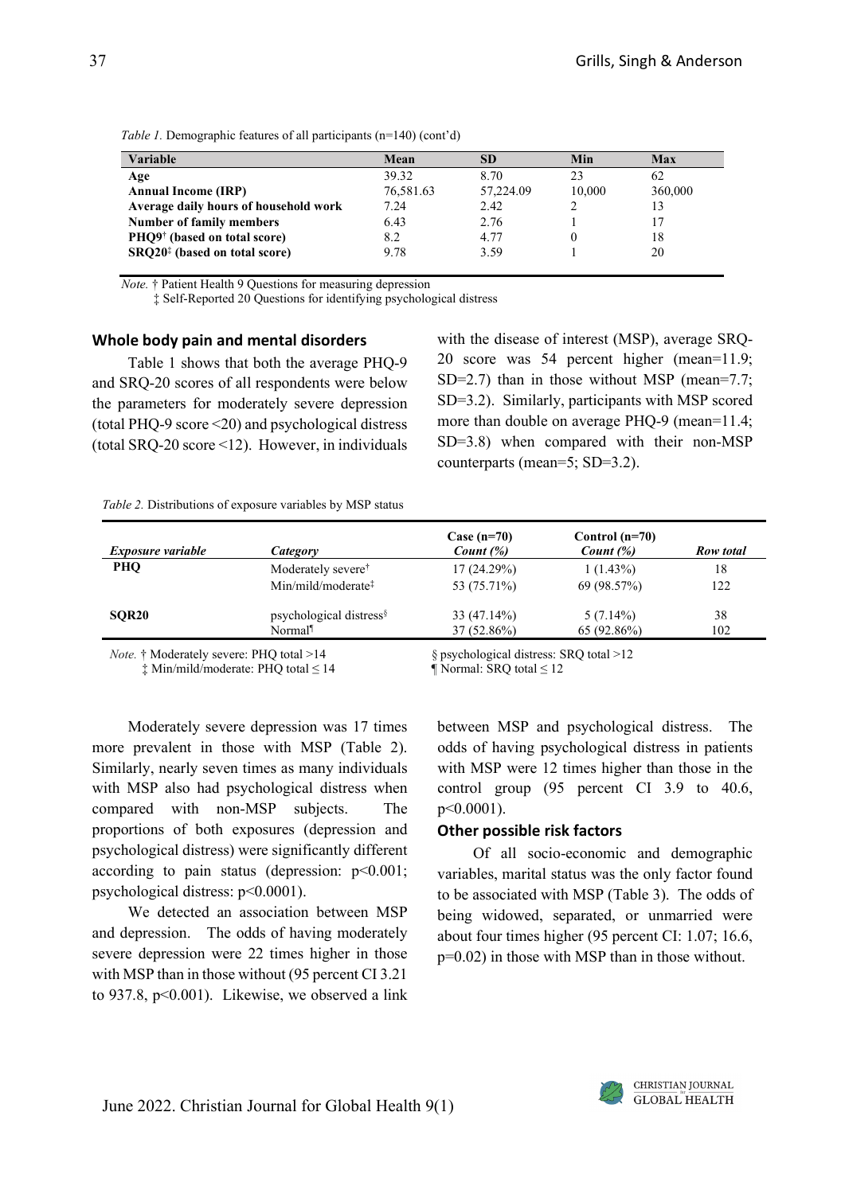*Table 1.* Demographic features of all participants (n=140) (cont'd)

| Variable | Mean | SD | Min | Max |
|---|---|---|---|---|
| **Age** | 39.32 | 8.70 | 23 | 62 |
| **Annual Income (IRP)** | 76,581.63 | 57,224.09 | 10,000 | 360,000 |
| **Average daily hours of household work** | 7.24 | 2.42 | 2 | 13 |
| **Number of family members** | 6.43 | 2.76 | 1 | 17 |
| **PHQ9† (based on total score)** | 8.2 | 4.77 | 0 | 18 |
| **SRQ20‡ (based on total score)** | 9.78 | 3.59 | 1 | 20 |

*Note.* † Patient Health 9 Questions for measuring depression
‡ Self-Reported 20 Questions for identifying psychological distress

### Whole body pain and mental disorders

Table 1 shows that both the average PHQ-9 and SRQ-20 scores of all respondents were below the parameters for moderately severe depression (total PHQ-9 score <20) and psychological distress (total SRQ-20 score <12). However, in individuals with the disease of interest (MSP), average SRQ-20 score was 54 percent higher (mean=11.9; SD=2.7) than in those without MSP (mean=7.7; SD=3.2). Similarly, participants with MSP scored more than double on average PHQ-9 (mean=11.4; SD=3.8) when compared with their non-MSP counterparts (mean=5; SD=3.2).

*Table 2.* Distributions of exposure variables by MSP status

| *Exposure variable* | *Category* | Case (n=70) *Count (%)* | Control (n=70) *Count (%)* | *Row total* |
|---|---|---|---|---|
| **PHQ** | Moderately severe† | 17 (24.29%) | 1 (1.43%) | 18 |
| | Min/mild/moderate‡ | 53 (75.71%) | 69 (98.57%) | 122 |
| **SQR20** | psychological distress§ | 33 (47.14%) | 5 (7.14%) | 38 |
| | Normal¶ | 37 (52.86%) | 65 (92.86%) | 102 |

*Note.* † Moderately severe: PHQ total >14
‡ Min/mild/moderate: PHQ total ≤ 14
§ psychological distress: SRQ total >12
¶ Normal: SRQ total ≤ 12

Moderately severe depression was 17 times more prevalent in those with MSP (Table 2). Similarly, nearly seven times as many individuals with MSP also had psychological distress when compared with non-MSP subjects. The proportions of both exposures (depression and psychological distress) were significantly different according to pain status (depression: p<0.001; psychological distress: p<0.0001).

We detected an association between MSP and depression. The odds of having moderately severe depression were 22 times higher in those with MSP than in those without (95 percent CI 3.21 to 937.8, p<0.001). Likewise, we observed a link between MSP and psychological distress. The odds of having psychological distress in patients with MSP were 12 times higher than those in the control group (95 percent CI 3.9 to 40.6, p<0.0001).

### Other possible risk factors

Of all socio-economic and demographic variables, marital status was the only factor found to be associated with MSP (Table 3). The odds of being widowed, separated, or unmarried were about four times higher (95 percent CI: 1.07; 16.6, p=0.02) in those with MSP than in those without.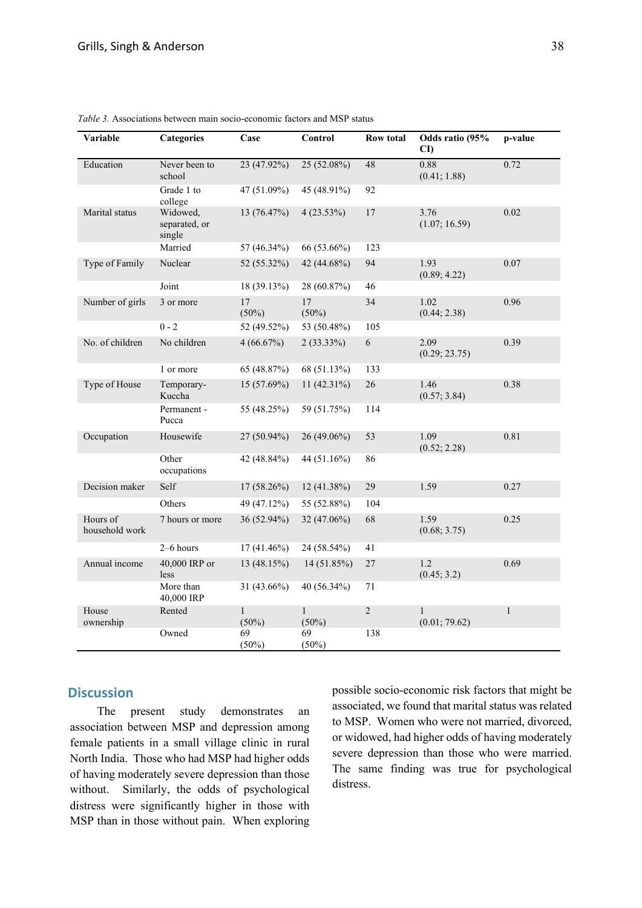*Table 3.* Associations between main socio-economic factors and MSP status

| Variable | Categories | Case | Control | Row total | Odds ratio (95% CI) | p-value |
|---|---|---|---|---|---|---|
| Education | Never been to school | 23 (47.92%) | 25 (52.08%) | 48 | 0.88 (0.41; 1.88) | 0.72 |
| | Grade 1 to college | 47 (51.09%) | 45 (48.91%) | 92 | | |
| Marital status | Widowed, separated, or single | 13 (76.47%) | 4 (23.53%) | 17 | 3.76 (1.07; 16.59) | 0.02 |
| | Married | 57 (46.34%) | 66 (53.66%) | 123 | | |
| Type of Family | Nuclear | 52 (55.32%) | 42 (44.68%) | 94 | 1.93 (0.89; 4.22) | 0.07 |
| | Joint | 18 (39.13%) | 28 (60.87%) | 46 | | |
| Number of girls | 3 or more | 17 (50%) | 17 (50%) | 34 | 1.02 (0.44; 2.38) | 0.96 |
| | 0 - 2 | 52 (49.52%) | 53 (50.48%) | 105 | | |
| No. of children | No children | 4 (66.67%) | 2 (33.33%) | 6 | 2.09 (0.29; 23.75) | 0.39 |
| | 1 or more | 65 (48.87%) | 68 (51.13%) | 133 | | |
| Type of House | Temporary-Kuccha | 15 (57.69%) | 11 (42.31%) | 26 | 1.46 (0.57; 3.84) | 0.38 |
| | Permanent - Pucca | 55 (48.25%) | 59 (51.75%) | 114 | | |
| Occupation | Housewife | 27 (50.94%) | 26 (49.06%) | 53 | 1.09 (0.52; 2.28) | 0.81 |
| | Other occupations | 42 (48.84%) | 44 (51.16%) | 86 | | |
| Decision maker | Self | 17 (58.26%) | 12 (41.38%) | 29 | 1.59 | 0.27 |
| | Others | 49 (47.12%) | 55 (52.88%) | 104 | | |
| Hours of household work | 7 hours or more | 36 (52.94%) | 32 (47.06%) | 68 | 1.59 (0.68; 3.75) | 0.25 |
| | 2–6 hours | 17 (41.46%) | 24 (58.54%) | 41 | | |
| Annual income | 40,000 IRP or less | 13 (48.15%) | 14 (51.85%) | 27 | 1.2 (0.45; 3.2) | 0.69 |
| | More than 40,000 IRP | 31 (43.66%) | 40 (56.34%) | 71 | | |
| House ownership | Rented | 1 (50%) | 1 (50%) | 2 | 1 (0.01; 79.62) | 1 |
| | Owned | 69 (50%) | 69 (50%) | 138 | | |

## Discussion

The present study demonstrates an association between MSP and depression among female patients in a small village clinic in rural North India. Those who had MSP had higher odds of having moderately severe depression than those without. Similarly, the odds of psychological distress were significantly higher in those with MSP than in those without pain. When exploring possible socio-economic risk factors that might be associated, we found that marital status was related to MSP. Women who were not married, divorced, or widowed, had higher odds of having moderately severe depression than those who were married. The same finding was true for psychological distress.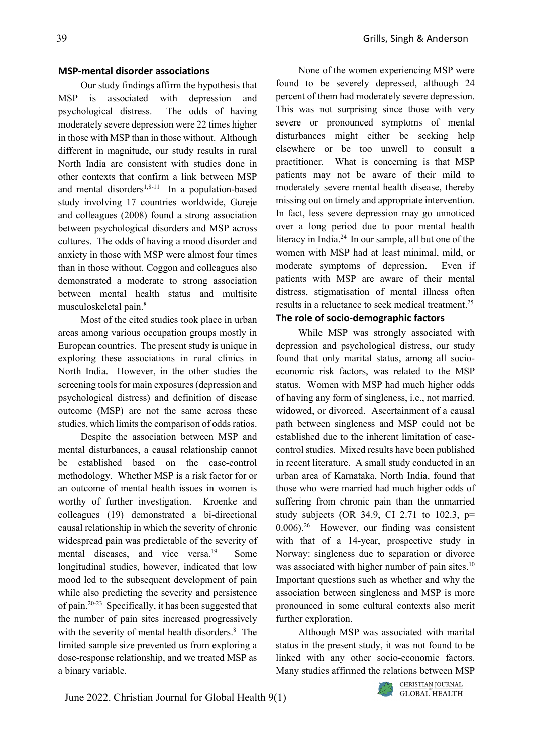**MSP-mental disorder associations**

Our study findings affirm the hypothesis that MSP is associated with depression and psychological distress. The odds of having moderately severe depression were 22 times higher in those with MSP than in those without. Although different in magnitude, our study results in rural North India are consistent with studies done in other contexts that confirm a link between MSP and mental disorders[1,8-11] In a population-based study involving 17 countries worldwide, Gureje and colleagues (2008) found a strong association between psychological disorders and MSP across cultures. The odds of having a mood disorder and anxiety in those with MSP were almost four times than in those without. Coggon and colleagues also demonstrated a moderate to strong association between mental health status and multisite musculoskeletal pain.[8]

Most of the cited studies took place in urban areas among various occupation groups mostly in European countries. The present study is unique in exploring these associations in rural clinics in North India. However, in the other studies the screening tools for main exposures (depression and psychological distress) and definition of disease outcome (MSP) are not the same across these studies, which limits the comparison of odds ratios.

Despite the association between MSP and mental disturbances, a causal relationship cannot be established based on the case-control methodology. Whether MSP is a risk factor for or an outcome of mental health issues in women is worthy of further investigation. Kroenke and colleagues (19) demonstrated a bi-directional causal relationship in which the severity of chronic widespread pain was predictable of the severity of mental diseases, and vice versa.[19] Some longitudinal studies, however, indicated that low mood led to the subsequent development of pain while also predicting the severity and persistence of pain.[20-23] Specifically, it has been suggested that the number of pain sites increased progressively with the severity of mental health disorders.[8] The limited sample size prevented us from exploring a dose-response relationship, and we treated MSP as a binary variable.

None of the women experiencing MSP were found to be severely depressed, although 24 percent of them had moderately severe depression. This was not surprising since those with very severe or pronounced symptoms of mental disturbances might either be seeking help elsewhere or be too unwell to consult a practitioner. What is concerning is that MSP patients may not be aware of their mild to moderately severe mental health disease, thereby missing out on timely and appropriate intervention. In fact, less severe depression may go unnoticed over a long period due to poor mental health literacy in India.[24] In our sample, all but one of the women with MSP had at least minimal, mild, or moderate symptoms of depression. Even if patients with MSP are aware of their mental distress, stigmatisation of mental illness often results in a reluctance to seek medical treatment.[25]

**The role of socio-demographic factors**

While MSP was strongly associated with depression and psychological distress, our study found that only marital status, among all socio-economic risk factors, was related to the MSP status. Women with MSP had much higher odds of having any form of singleness, i.e., not married, widowed, or divorced. Ascertainment of a causal path between singleness and MSP could not be established due to the inherent limitation of case-control studies. Mixed results have been published in recent literature. A small study conducted in an urban area of Karnataka, North India, found that those who were married had much higher odds of suffering from chronic pain than the unmarried study subjects (OR 34.9, CI 2.71 to 102.3, $p = 0.006$).[26] However, our finding was consistent with that of a 14-year, prospective study in Norway: singleness due to separation or divorce was associated with higher number of pain sites.[10] Important questions such as whether and why the association between singleness and MSP is more pronounced in some cultural contexts also merit further exploration.

Although MSP was associated with marital status in the present study, it was not found to be linked with any other socio-economic factors. Many studies affirmed the relations between MSP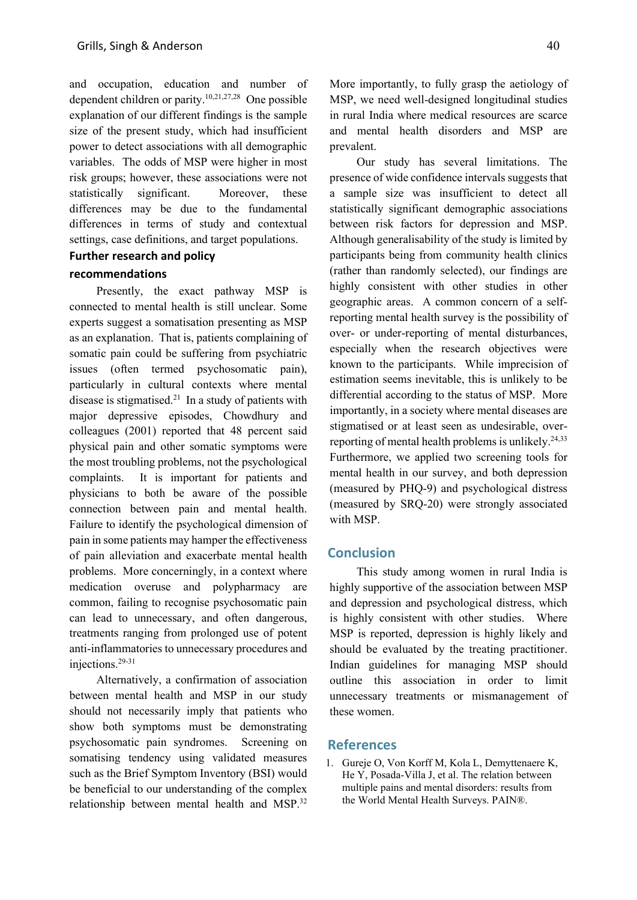and occupation, education and number of dependent children or parity.[10,21,27,28] One possible explanation of our different findings is the sample size of the present study, which had insufficient power to detect associations with all demographic variables. The odds of MSP were higher in most risk groups; however, these associations were not statistically significant. Moreover, these differences may be due to the fundamental differences in terms of study and contextual settings, case definitions, and target populations.

### Further research and policy recommendations

Presently, the exact pathway MSP is connected to mental health is still unclear. Some experts suggest a somatisation presenting as MSP as an explanation. That is, patients complaining of somatic pain could be suffering from psychiatric issues (often termed psychosomatic pain), particularly in cultural contexts where mental disease is stigmatised.[21] In a study of patients with major depressive episodes, Chowdhury and colleagues (2001) reported that 48 percent said physical pain and other somatic symptoms were the most troubling problems, not the psychological complaints. It is important for patients and physicians to both be aware of the possible connection between pain and mental health. Failure to identify the psychological dimension of pain in some patients may hamper the effectiveness of pain alleviation and exacerbate mental health problems. More concerningly, in a context where medication overuse and polypharmacy are common, failing to recognise psychosomatic pain can lead to unnecessary, and often dangerous, treatments ranging from prolonged use of potent anti-inflammatories to unnecessary procedures and injections.[29-31]

Alternatively, a confirmation of association between mental health and MSP in our study should not necessarily imply that patients who show both symptoms must be demonstrating psychosomatic pain syndromes. Screening on somatising tendency using validated measures such as the Brief Symptom Inventory (BSI) would be beneficial to our understanding of the complex relationship between mental health and MSP.[32] More importantly, to fully grasp the aetiology of MSP, we need well-designed longitudinal studies in rural India where medical resources are scarce and mental health disorders and MSP are prevalent.

Our study has several limitations. The presence of wide confidence intervals suggests that a sample size was insufficient to detect all statistically significant demographic associations between risk factors for depression and MSP. Although generalisability of the study is limited by participants being from community health clinics (rather than randomly selected), our findings are highly consistent with other studies in other geographic areas. A common concern of a self-reporting mental health survey is the possibility of over- or under-reporting of mental disturbances, especially when the research objectives were known to the participants. While imprecision of estimation seems inevitable, this is unlikely to be differential according to the status of MSP. More importantly, in a society where mental diseases are stigmatised or at least seen as undesirable, over-reporting of mental health problems is unlikely.[24,33] Furthermore, we applied two screening tools for mental health in our survey, and both depression (measured by PHQ-9) and psychological distress (measured by SRQ-20) were strongly associated with MSP.

## Conclusion

This study among women in rural India is highly supportive of the association between MSP and depression and psychological distress, which is highly consistent with other studies. Where MSP is reported, depression is highly likely and should be evaluated by the treating practitioner. Indian guidelines for managing MSP should outline this association in order to limit unnecessary treatments or mismanagement of these women.

## References

1. Gureje O, Von Korff M, Kola L, Demyttenaere K, He Y, Posada-Villa J, et al. The relation between multiple pains and mental disorders: results from the World Mental Health Surveys. PAIN®.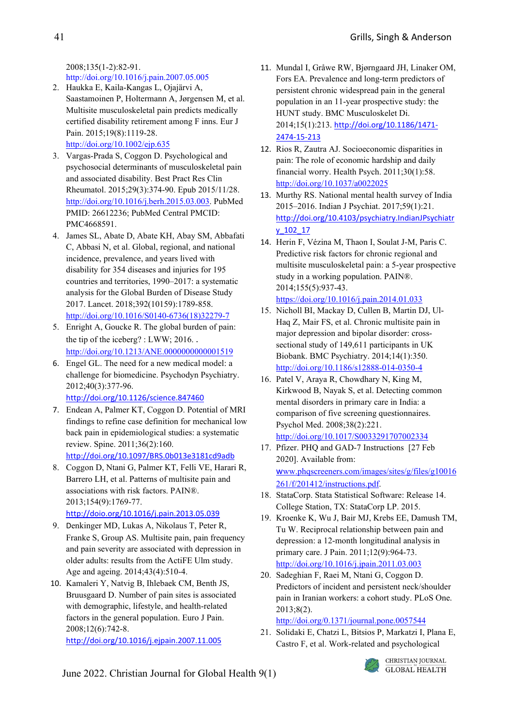2008;135(1-2):82-91. http://doi.org/10.1016/j.pain.2007.05.005

2. Haukka E, Kaila-Kangas L, Ojajärvi A, Saastamoinen P, Holtermann A, Jørgensen M, et al. Multisite musculoskeletal pain predicts medically certified disability retirement among F inns. Eur J Pain. 2015;19(8):1119-28. http://doi.org/10.1002/ejp.635
3. Vargas-Prada S, Coggon D. Psychological and psychosocial determinants of musculoskeletal pain and associated disability. Best Pract Res Clin Rheumatol. 2015;29(3):374-90. Epub 2015/11/28. http://doi.org/10.1016/j.berh.2015.03.003. PubMed PMID: 26612236; PubMed Central PMCID: PMC4668591.
4. James SL, Abate D, Abate KH, Abay SM, Abbafati C, Abbasi N, et al. Global, regional, and national incidence, prevalence, and years lived with disability for 354 diseases and injuries for 195 countries and territories, 1990–2017: a systematic analysis for the Global Burden of Disease Study 2017. Lancet. 2018;392(10159):1789-858. http://doi.org/10.1016/S0140-6736(18)32279-7
5. Enright A, Goucke R. The global burden of pain: the tip of the iceberg? : LWW; 2016. . http://doi.org/10.1213/ANE.0000000000001519
6. Engel GL. The need for a new medical model: a challenge for biomedicine. Psychodyn Psychiatry. 2012;40(3):377-96. http://doi.org/10.1126/science.847460
7. Endean A, Palmer KT, Coggon D. Potential of MRI findings to refine case definition for mechanical low back pain in epidemiological studies: a systematic review. Spine. 2011;36(2):160. http://doi.org/10.1097/BRS.0b013e3181cd9adb
8. Coggon D, Ntani G, Palmer KT, Felli VE, Harari R, Barrero LH, et al. Patterns of multisite pain and associations with risk factors. PAIN®. 2013;154(9):1769-77. http://doio.org/10.1016/j.pain.2013.05.039
9. Denkinger MD, Lukas A, Nikolaus T, Peter R, Franke S, Group AS. Multisite pain, pain frequency and pain severity are associated with depression in older adults: results from the ActiFE Ulm study. Age and ageing. 2014;43(4):510-4.
10. Kamaleri Y, Natvig B, Ihlebaek CM, Benth JS, Bruusgaard D. Number of pain sites is associated with demographic, lifestyle, and health-related factors in the general population. Euro J Pain. 2008;12(6):742-8. http://doi.org/10.1016/j.ejpain.2007.11.005
11. Mundal I, Gråwe RW, Bjørngaard JH, Linaker OM, Fors EA. Prevalence and long-term predictors of persistent chronic widespread pain in the general population in an 11-year prospective study: the HUNT study. BMC Musculoskelet Di. 2014;15(1):213. http://doi.org/10.1186/1471-2474-15-213
12. Rios R, Zautra AJ. Socioeconomic disparities in pain: The role of economic hardship and daily financial worry. Health Psych. 2011;30(1):58. http://doi.org/10.1037/a0022025
13. Murthy RS. National mental health survey of India 2015–2016. Indian J Psychiat. 2017;59(1):21. http://doi.org/10.4103/psychiatry.IndianJPsychiatry_102_17
14. Herin F, Vézina M, Thaon I, Soulat J-M, Paris C. Predictive risk factors for chronic regional and multisite musculoskeletal pain: a 5-year prospective study in a working population. PAIN®. 2014;155(5):937-43. https://doi.org/10.1016/j.pain.2014.01.033
15. Nicholl BI, Mackay D, Cullen B, Martin DJ, Ul-Haq Z, Mair FS, et al. Chronic multisite pain in major depression and bipolar disorder: cross-sectional study of 149,611 participants in UK Biobank. BMC Psychiatry. 2014;14(1):350. http://doi.org/10.1186/s12888-014-0350-4
16. Patel V, Araya R, Chowdhary N, King M, Kirkwood B, Nayak S, et al. Detecting common mental disorders in primary care in India: a comparison of five screening questionnaires. Psychol Med. 2008;38(2):221. http://doi.org/10.1017/S0033291707002334
17. Pfizer. PHQ and GAD-7 Instructions [27 Feb 2020]. Available from: www.phqscreeners.com/images/sites/g/files/g10016261/f/201412/instructions.pdf.
18. StataCorp. Stata Statistical Software: Release 14. College Station, TX: StataCorp LP. 2015.
19. Kroenke K, Wu J, Bair MJ, Krebs EE, Damush TM, Tu W. Reciprocal relationship between pain and depression: a 12-month longitudinal analysis in primary care. J Pain. 2011;12(9):964-73. http://doi.org/10.1016/j.jpain.2011.03.003
20. Sadeghian F, Raei M, Ntani G, Coggon D. Predictors of incident and persistent neck/shoulder pain in Iranian workers: a cohort study. PLoS One. 2013;8(2). http://doi.org/0.1371/journal.pone.0057544
21. Solidaki E, Chatzi L, Bitsios P, Markatzi I, Plana E, Castro F, et al. Work-related and psychological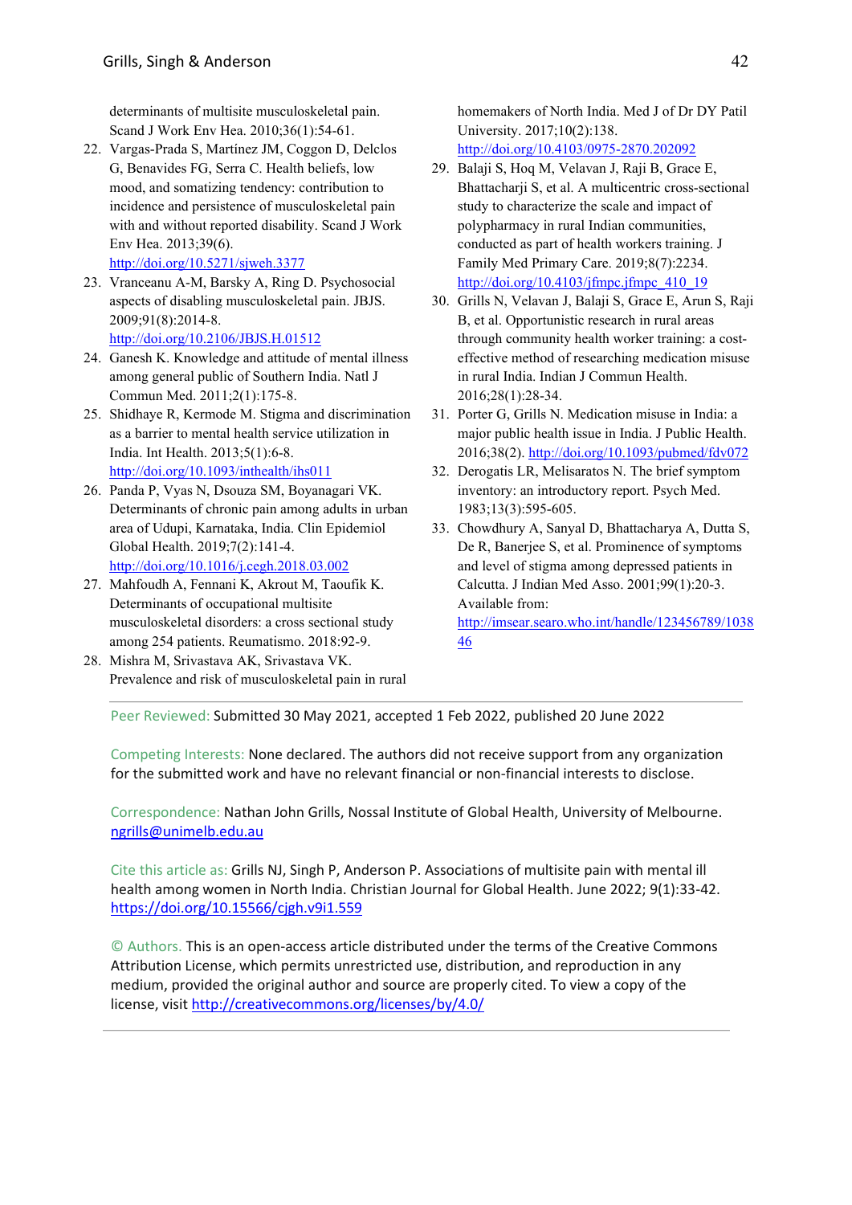determinants of multisite musculoskeletal pain. Scand J Work Env Hea. 2010;36(1):54-61.

22. Vargas-Prada S, Martínez JM, Coggon D, Delclos G, Benavides FG, Serra C. Health beliefs, low mood, and somatizing tendency: contribution to incidence and persistence of musculoskeletal pain with and without reported disability. Scand J Work Env Hea. 2013;39(6). http://doi.org/10.5271/sjweh.3377
23. Vranceanu A-M, Barsky A, Ring D. Psychosocial aspects of disabling musculoskeletal pain. JBJS. 2009;91(8):2014-8. http://doi.org/10.2106/JBJS.H.01512
24. Ganesh K. Knowledge and attitude of mental illness among general public of Southern India. Natl J Commun Med. 2011;2(1):175-8.
25. Shidhaye R, Kermode M. Stigma and discrimination as a barrier to mental health service utilization in India. Int Health. 2013;5(1):6-8. http://doi.org/10.1093/inthealth/ihs011
26. Panda P, Vyas N, Dsouza SM, Boyanagari VK. Determinants of chronic pain among adults in urban area of Udupi, Karnataka, India. Clin Epidemiol Global Health. 2019;7(2):141-4. http://doi.org/10.1016/j.cegh.2018.03.002
27. Mahfoudh A, Fennani K, Akrout M, Taoufik K. Determinants of occupational multisite musculoskeletal disorders: a cross sectional study among 254 patients. Reumatismo. 2018:92-9.
28. Mishra M, Srivastava AK, Srivastava VK. Prevalence and risk of musculoskeletal pain in rural homemakers of North India. Med J of Dr DY Patil University. 2017;10(2):138. http://doi.org/10.4103/0975-2870.202092
29. Balaji S, Hoq M, Velavan J, Raji B, Grace E, Bhattacharji S, et al. A multicentric cross-sectional study to characterize the scale and impact of polypharmacy in rural Indian communities, conducted as part of health workers training. J Family Med Primary Care. 2019;8(7):2234. http://doi.org/10.4103/jfmpc.jfmpc_410_19
30. Grills N, Velavan J, Balaji S, Grace E, Arun S, Raji B, et al. Opportunistic research in rural areas through community health worker training: a cost-effective method of researching medication misuse in rural India. Indian J Commun Health. 2016;28(1):28-34.
31. Porter G, Grills N. Medication misuse in India: a major public health issue in India. J Public Health. 2016;38(2). http://doi.org/10.1093/pubmed/fdv072
32. Derogatis LR, Melisaratos N. The brief symptom inventory: an introductory report. Psych Med. 1983;13(3):595-605.
33. Chowdhury A, Sanyal D, Bhattacharya A, Dutta S, De R, Banerjee S, et al. Prominence of symptoms and level of stigma among depressed patients in Calcutta. J Indian Med Asso. 2001;99(1):20-3. Available from: http://imsear.searo.who.int/handle/123456789/103846

---

Peer Reviewed: Submitted 30 May 2021, accepted 1 Feb 2022, published 20 June 2022

Competing Interests: None declared. The authors did not receive support from any organization for the submitted work and have no relevant financial or non-financial interests to disclose.

Correspondence: Nathan John Grills, Nossal Institute of Global Health, University of Melbourne. ngrills@unimelb.edu.au

Cite this article as: Grills NJ, Singh P, Anderson P. Associations of multisite pain with mental ill health among women in North India. Christian Journal for Global Health. June 2022; 9(1):33-42. https://doi.org/10.15566/cjgh.v9i1.559

© Authors. This is an open-access article distributed under the terms of the Creative Commons Attribution License, which permits unrestricted use, distribution, and reproduction in any medium, provided the original author and source are properly cited. To view a copy of the license, visit http://creativecommons.org/licenses/by/4.0/